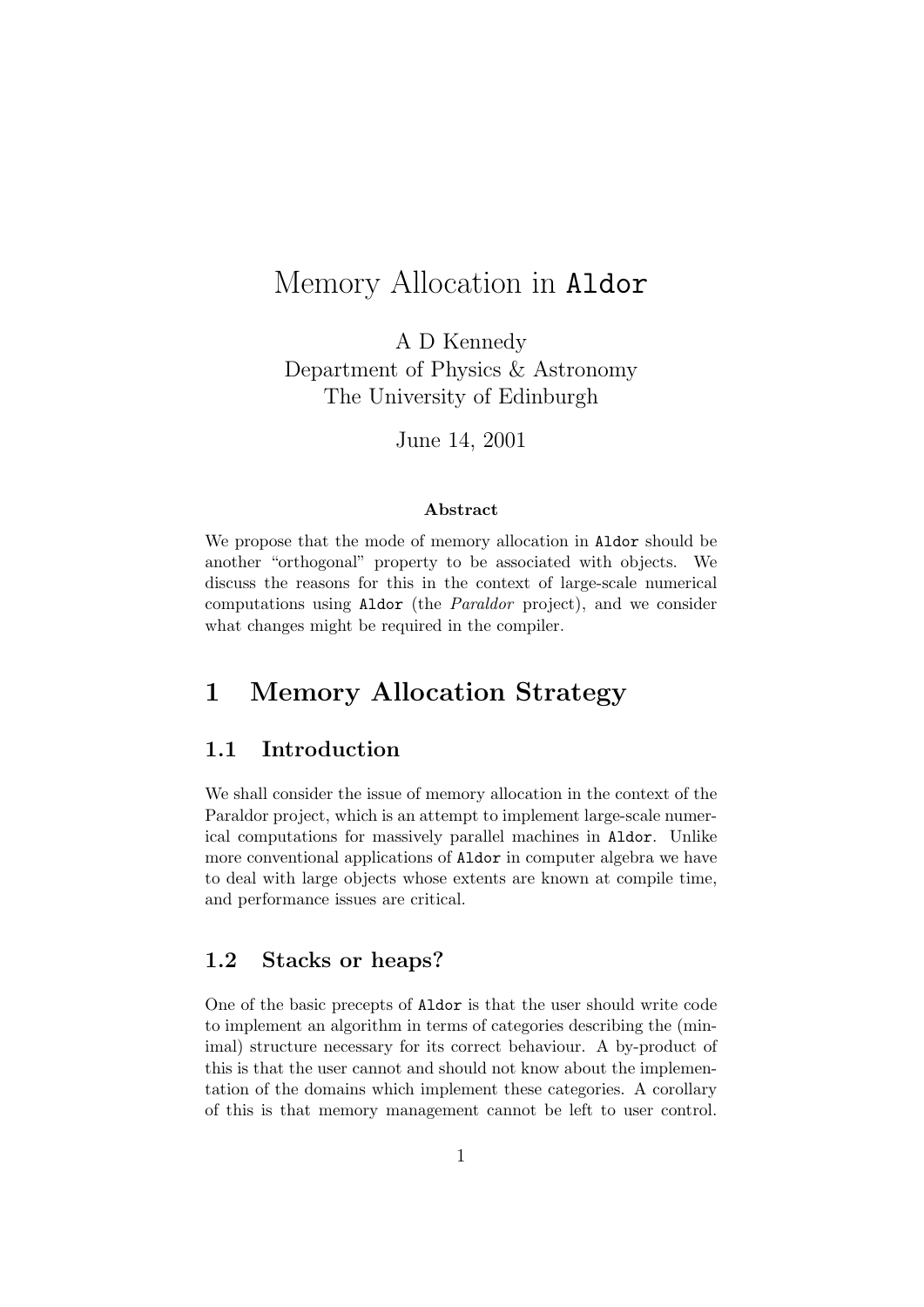# Memory Allocation in `Aldor`

A D Kennedy
Department of Physics & Astronomy
The University of Edinburgh

June 14, 2001

**Abstract**

We propose that the mode of memory allocation in `Aldor` should be another "orthogonal" property to be associated with objects. We discuss the reasons for this in the context of large-scale numerical computations using `Aldor` (the *Paraldor* project), and we consider what changes might be required in the compiler.

## 1 Memory Allocation Strategy

### 1.1 Introduction

We shall consider the issue of memory allocation in the context of the Paraldor project, which is an attempt to implement large-scale numerical computations for massively parallel machines in `Aldor`. Unlike more conventional applications of `Aldor` in computer algebra we have to deal with large objects whose extents are known at compile time, and performance issues are critical.

### 1.2 Stacks or heaps?

One of the basic precepts of `Aldor` is that the user should write code to implement an algorithm in terms of categories describing the (minimal) structure necessary for its correct behaviour. A by-product of this is that the user cannot and should not know about the implementation of the domains which implement these categories. A corollary of this is that memory management cannot be left to user control.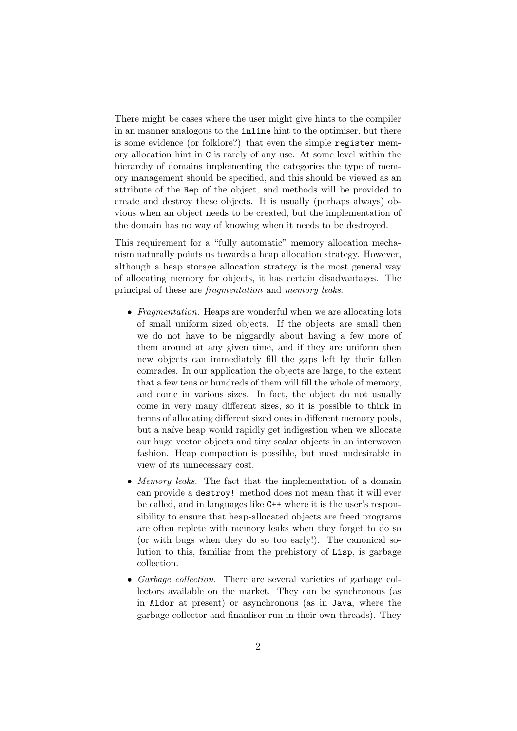There might be cases where the user might give hints to the compiler in an manner analogous to the `inline` hint to the optimiser, but there is some evidence (or folklore?) that even the simple `register` memory allocation hint in `C` is rarely of any use. At some level within the hierarchy of domains implementing the categories the type of memory management should be specified, and this should be viewed as an attribute of the `Rep` of the object, and methods will be provided to create and destroy these objects. It is usually (perhaps always) obvious when an object needs to be created, but the implementation of the domain has no way of knowing when it needs to be destroyed.

This requirement for a "fully automatic" memory allocation mechanism naturally points us towards a heap allocation strategy. However, although a heap storage allocation strategy is the most general way of allocating memory for objects, it has certain disadvantages. The principal of these are *fragmentation* and *memory leaks*.

- *Fragmentation.* Heaps are wonderful when we are allocating lots of small uniform sized objects. If the objects are small then we do not have to be niggardly about having a few more of them around at any given time, and if they are uniform then new objects can immediately fill the gaps left by their fallen comrades. In our application the objects are large, to the extent that a few tens or hundreds of them will fill the whole of memory, and come in various sizes. In fact, the object do not usually come in very many different sizes, so it is possible to think in terms of allocating different sized ones in different memory pools, but a naïve heap would rapidly get indigestion when we allocate our huge vector objects and tiny scalar objects in an interwoven fashion. Heap compaction is possible, but most undesirable in view of its unnecessary cost.
- *Memory leaks.* The fact that the implementation of a domain can provide a `destroy!` method does not mean that it will ever be called, and in languages like `C++` where it is the user's responsibility to ensure that heap-allocated objects are freed programs are often replete with memory leaks when they forget to do so (or with bugs when they do so too early!). The canonical solution to this, familiar from the prehistory of `Lisp`, is garbage collection.
- *Garbage collection.* There are several varieties of garbage collectors available on the market. They can be synchronous (as in `Aldor` at present) or asynchronous (as in `Java`, where the garbage collector and finanliser run in their own threads). They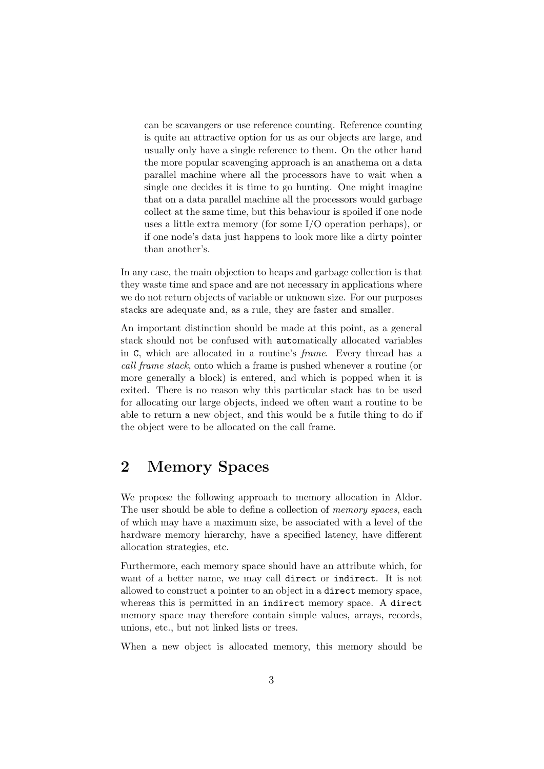> can be scavangers or use reference counting. Reference counting is quite an attractive option for us as our objects are large, and usually only have a single reference to them. On the other hand the more popular scavenging approach is an anathema on a data parallel machine where all the processors have to wait when a single one decides it is time to go hunting. One might imagine that on a data parallel machine all the processors would garbage collect at the same time, but this behaviour is spoiled if one node uses a little extra memory (for some I/O operation perhaps), or if one node's data just happens to look more like a dirty pointer than another's.

In any case, the main objection to heaps and garbage collection is that they waste time and space and are not necessary in applications where we do not return objects of variable or unknown size. For our purposes stacks are adequate and, as a rule, they are faster and smaller.

An important distinction should be made at this point, as a general stack should not be confused with `auto`matically allocated variables in `C`, which are allocated in a routine's *frame*. Every thread has a *call frame stack*, onto which a frame is pushed whenever a routine (or more generally a block) is entered, and which is popped when it is exited. There is no reason why this particular stack has to be used for allocating our large objects, indeed we often want a routine to be able to return a new object, and this would be a futile thing to do if the object were to be allocated on the call frame.

## 2 Memory Spaces

We propose the following approach to memory allocation in Aldor. The user should be able to define a collection of *memory spaces*, each of which may have a maximum size, be associated with a level of the hardware memory hierarchy, have a specified latency, have different allocation strategies, etc.

Furthermore, each memory space should have an attribute which, for want of a better name, we may call `direct` or `indirect`. It is not allowed to construct a pointer to an object in a `direct` memory space, whereas this is permitted in an `indirect` memory space. A `direct` memory space may therefore contain simple values, arrays, records, unions, etc., but not linked lists or trees.

When a new object is allocated memory, this memory should be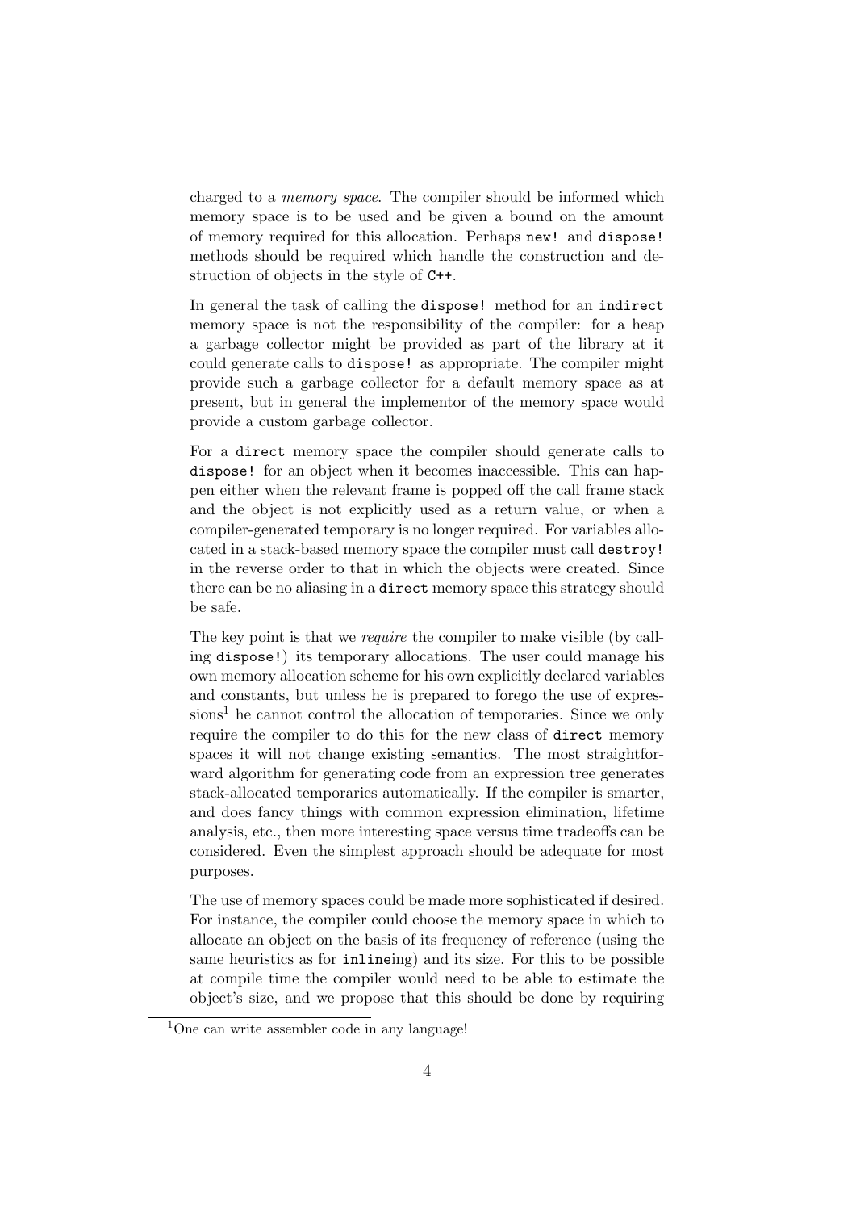charged to a *memory space*. The compiler should be informed which memory space is to be used and be given a bound on the amount of memory required for this allocation. Perhaps `new!` and `dispose!` methods should be required which handle the construction and destruction of objects in the style of `C++`.

In general the task of calling the `dispose!` method for an `indirect` memory space is not the responsibility of the compiler: for a heap a garbage collector might be provided as part of the library at it could generate calls to `dispose!` as appropriate. The compiler might provide such a garbage collector for a default memory space as at present, but in general the implementor of the memory space would provide a custom garbage collector.

For a `direct` memory space the compiler should generate calls to `dispose!` for an object when it becomes inaccessible. This can happen either when the relevant frame is popped off the call frame stack and the object is not explicitly used as a return value, or when a compiler-generated temporary is no longer required. For variables allocated in a stack-based memory space the compiler must call `destroy!` in the reverse order to that in which the objects were created. Since there can be no aliasing in a `direct` memory space this strategy should be safe.

The key point is that we *require* the compiler to make visible (by calling `dispose!`) its temporary allocations. The user could manage his own memory allocation scheme for his own explicitly declared variables and constants, but unless he is prepared to forego the use of expressions[1] he cannot control the allocation of temporaries. Since we only require the compiler to do this for the new class of `direct` memory spaces it will not change existing semantics. The most straightforward algorithm for generating code from an expression tree generates stack-allocated temporaries automatically. If the compiler is smarter, and does fancy things with common expression elimination, lifetime analysis, etc., then more interesting space versus time tradeoffs can be considered. Even the simplest approach should be adequate for most purposes.

The use of memory spaces could be made more sophisticated if desired. For instance, the compiler could choose the memory space in which to allocate an object on the basis of its frequency of reference (using the same heuristics as for `inline`ing) and its size. For this to be possible at compile time the compiler would need to be able to estimate the object's size, and we propose that this should be done by requiring

[1] One can write assembler code in any language!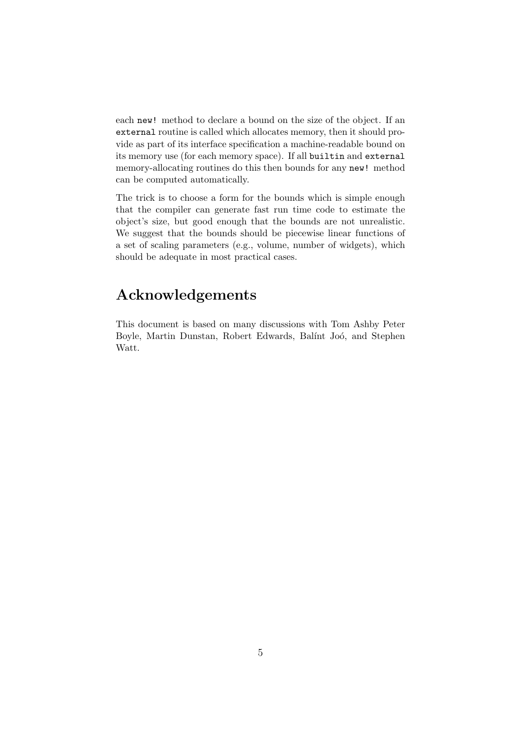each `new!` method to declare a bound on the size of the object. If an `external` routine is called which allocates memory, then it should provide as part of its interface specification a machine-readable bound on its memory use (for each memory space). If all `builtin` and `external` memory-allocating routines do this then bounds for any `new!` method can be computed automatically.

The trick is to choose a form for the bounds which is simple enough that the compiler can generate fast run time code to estimate the object's size, but good enough that the bounds are not unrealistic. We suggest that the bounds should be piecewise linear functions of a set of scaling parameters (e.g., volume, number of widgets), which should be adequate in most practical cases.

# Acknowledgements

This document is based on many discussions with Tom Ashby Peter Boyle, Martin Dunstan, Robert Edwards, Balínt Joó, and Stephen Watt.